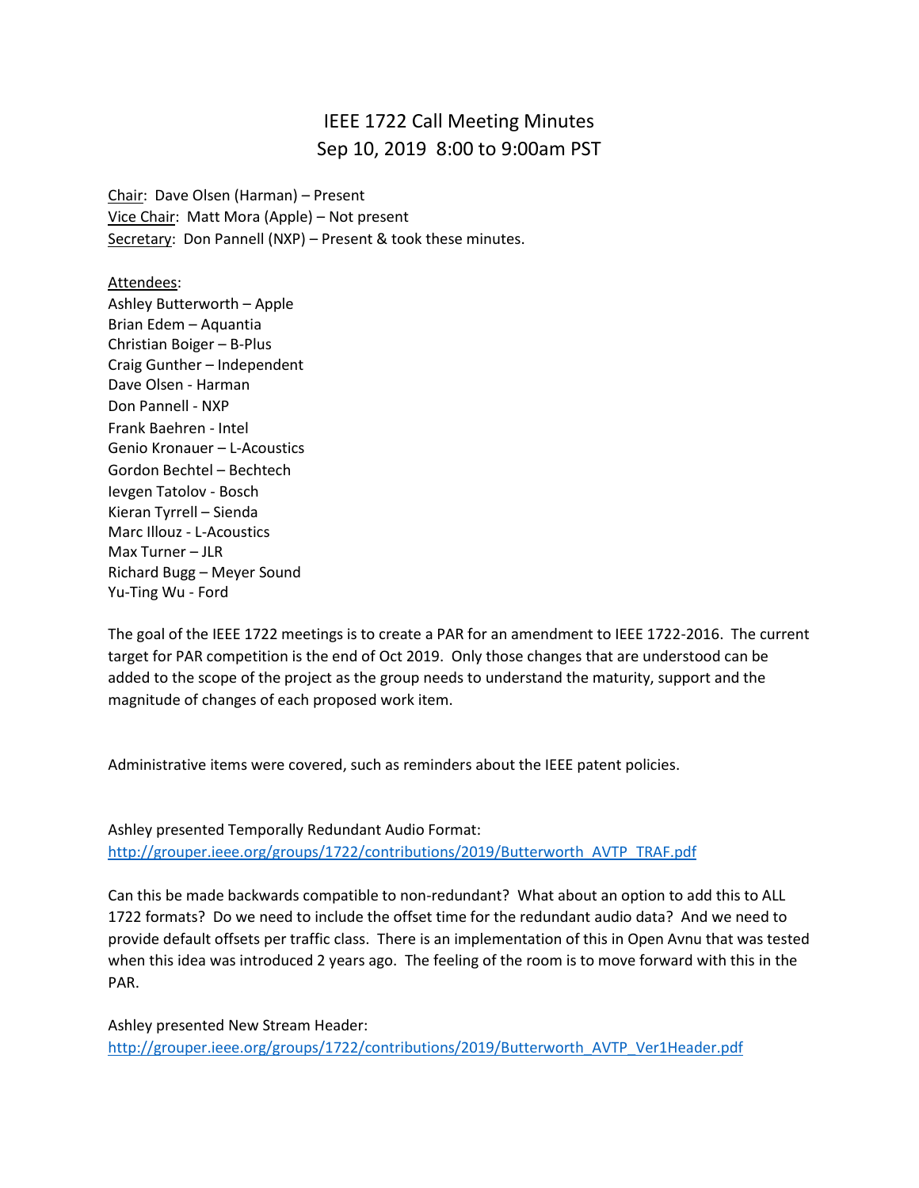# IEEE 1722 Call Meeting Minutes
## Sep 10, 2019 8:00 to 9:00am PST

Chair: Dave Olsen (Harman) – Present
Vice Chair: Matt Mora (Apple) – Not present
Secretary: Don Pannell (NXP) – Present & took these minutes.

Attendees:
Ashley Butterworth – Apple
Brian Edem – Aquantia
Christian Boiger – B-Plus
Craig Gunther – Independent
Dave Olsen - Harman
Don Pannell - NXP
Frank Baehren - Intel
Genio Kronauer – L-Acoustics
Gordon Bechtel – Bechtech
Ievgen Tatolov - Bosch
Kieran Tyrrell – Sienda
Marc Illouz - L-Acoustics
Max Turner – JLR
Richard Bugg – Meyer Sound
Yu-Ting Wu - Ford

The goal of the IEEE 1722 meetings is to create a PAR for an amendment to IEEE 1722-2016. The current target for PAR competition is the end of Oct 2019. Only those changes that are understood can be added to the scope of the project as the group needs to understand the maturity, support and the magnitude of changes of each proposed work item.

Administrative items were covered, such as reminders about the IEEE patent policies.

Ashley presented Temporally Redundant Audio Format:
http://grouper.ieee.org/groups/1722/contributions/2019/Butterworth_AVTP_TRAF.pdf

Can this be made backwards compatible to non-redundant? What about an option to add this to ALL 1722 formats? Do we need to include the offset time for the redundant audio data? And we need to provide default offsets per traffic class. There is an implementation of this in Open Avnu that was tested when this idea was introduced 2 years ago. The feeling of the room is to move forward with this in the PAR.

Ashley presented New Stream Header:
http://grouper.ieee.org/groups/1722/contributions/2019/Butterworth_AVTP_Ver1Header.pdf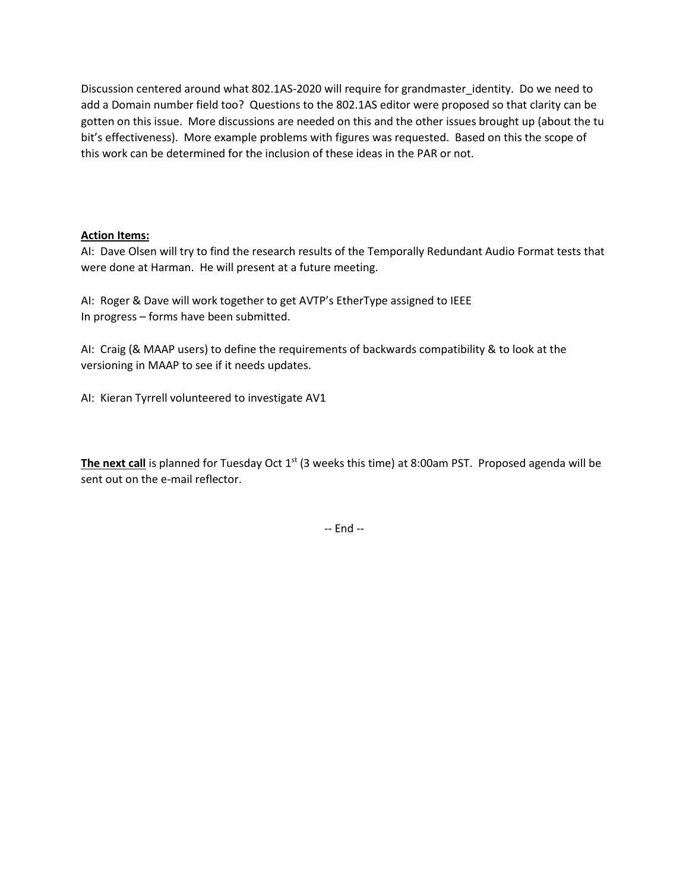Discussion centered around what 802.1AS-2020 will require for grandmaster_identity. Do we need to add a Domain number field too? Questions to the 802.1AS editor were proposed so that clarity can be gotten on this issue. More discussions are needed on this and the other issues brought up (about the tu bit's effectiveness). More example problems with figures was requested. Based on this the scope of this work can be determined for the inclusion of these ideas in the PAR or not.

**Action Items:**

AI: Dave Olsen will try to find the research results of the Temporally Redundant Audio Format tests that were done at Harman. He will present at a future meeting.

AI: Roger & Dave will work together to get AVTP's EtherType assigned to IEEE
In progress – forms have been submitted.

AI: Craig (& MAAP users) to define the requirements of backwards compatibility & to look at the versioning in MAAP to see if it needs updates.

AI: Kieran Tyrrell volunteered to investigate AV1

**The next call** is planned for Tuesday Oct 1st (3 weeks this time) at 8:00am PST. Proposed agenda will be sent out on the e-mail reflector.

-- End --